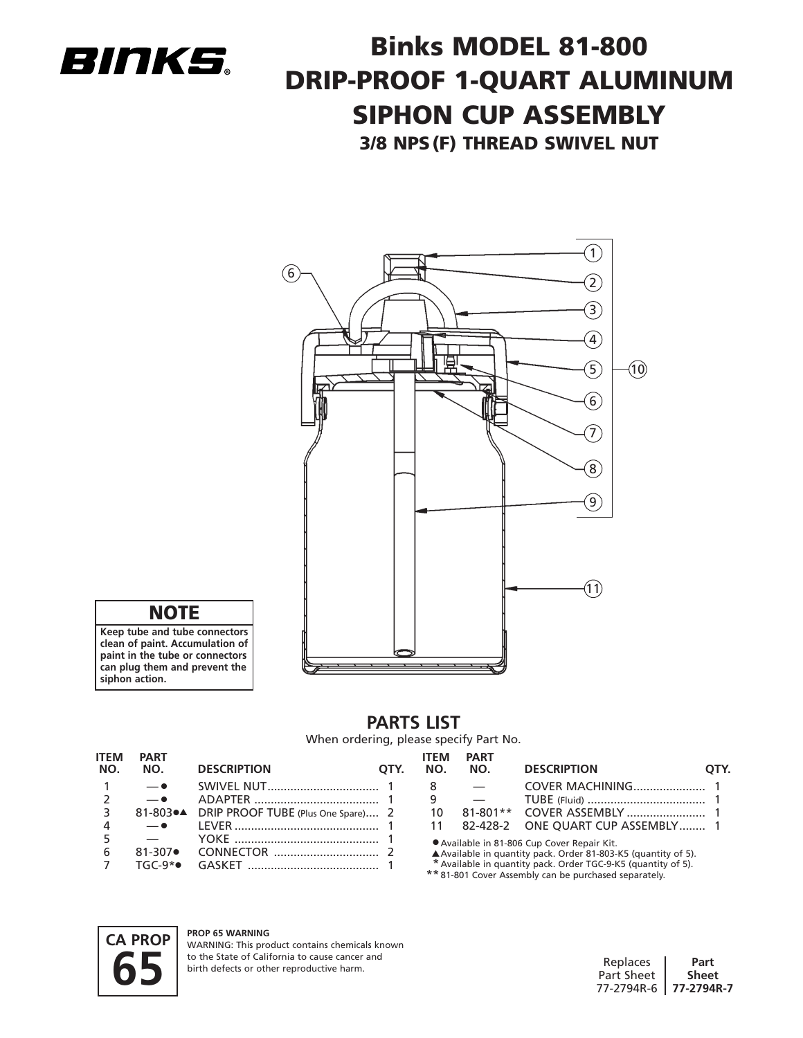BINKS

# Binks MODEL 81-800 DRIP-PROOF 1-QUART ALUMINUM SIPHON CUP ASSEMBLY

### 3/8 NPS (F) THREAD SWIVEL NUT

**NOTE**

**Keep tube and tube connectors clean of paint. Accumulation of paint in the tube or connectors can plug them and prevent the siphon action.**

## PARTS LIST

When ordering, please specify Part No.

| ITEM NO. | PART NO. | DESCRIPTION | QTY. |
|---|---|---|---|
| 1 | — ● | SWIVEL NUT | 1 |
| 2 | — ● | ADAPTER | 1 |
| 3 | 81-803●▲ | DRIP PROOF TUBE (Plus One Spare) | 2 |
| 4 | — ● | LEVER | 1 |
| 5 | — | YOKE | 1 |
| 6 | 81-307● | CONNECTOR | 2 |
| 7 | TGC-9*● | GASKET | 1 |
| 8 | — | COVER MACHINING | 1 |
| 9 | — | TUBE (Fluid) | 1 |
| 10 | 81-801** | COVER ASSEMBLY | 1 |
| 11 | 82-428-2 | ONE QUART CUP ASSEMBLY | 1 |

● Available in 81-806 Cup Cover Repair Kit.
▲ Available in quantity pack. Order 81-803-K5 (quantity of 5).
\* Available in quantity pack. Order TGC-9-K5 (quantity of 5).
** 81-801 Cover Assembly can be purchased separately.

**CA PROP 65**

**PROP 65 WARNING**
WARNING: This product contains chemicals known to the State of California to cause cancer and birth defects or other reproductive harm.

Replaces Part Sheet 77-2794R-6 | **Part Sheet 77-2794R-7**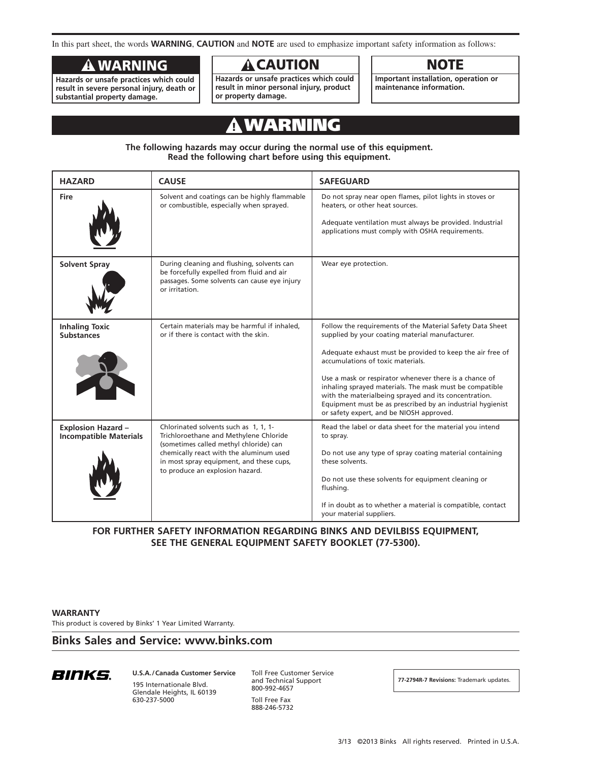In this part sheet, the words **WARNING**, **CAUTION** and **NOTE** are used to emphasize important safety information as follows:

| ⚠ WARNING | ⚠ CAUTION | NOTE |
|---|---|---|
| **Hazards or unsafe practices which could result in severe personal injury, death or substantial property damage.** | **Hazards or unsafe practices which could result in minor personal injury, product or property damage.** | **Important installation, operation or maintenance information.** |

# ⚠ WARNING

**The following hazards may occur during the normal use of this equipment. Read the following chart before using this equipment.**

| HAZARD | CAUSE | SAFEGUARD |
|---|---|---|
| **Fire** | Solvent and coatings can be highly flammable or combustible, especially when sprayed. | Do not spray near open flames, pilot lights in stoves or heaters, or other heat sources.<br><br>Adequate ventilation must always be provided. Industrial applications must comply with OSHA requirements. |
| **Solvent Spray** | During cleaning and flushing, solvents can be forcefully expelled from fluid and air passages. Some solvents can cause eye injury or irritation. | Wear eye protection. |
| **Inhaling Toxic Substances** | Certain materials may be harmful if inhaled, or if there is contact with the skin. | Follow the requirements of the Material Safety Data Sheet supplied by your coating material manufacturer.<br><br>Adequate exhaust must be provided to keep the air free of accumulations of toxic materials.<br><br>Use a mask or respirator whenever there is a chance of inhaling sprayed materials. The mask must be compatible with the materialbeing sprayed and its concentration. Equipment must be as prescribed by an industrial hygienist or safety expert, and be NIOSH approved. |
| **Explosion Hazard – Incompatible Materials** | Chlorinated solvents such as 1, 1, 1-Trichloroethane and Methylene Chloride (sometimes called methyl chloride) can chemically react with the aluminum used in most spray equipment, and these cups, to produce an explosion hazard. | Read the label or data sheet for the material you intend to spray.<br><br>Do not use any type of spray coating material containing these solvents.<br><br>Do not use these solvents for equipment cleaning or flushing.<br><br>If in doubt as to whether a material is compatible, contact your material suppliers. |

**FOR FURTHER SAFETY INFORMATION REGARDING BINKS AND DEVILBISS EQUIPMENT, SEE THE GENERAL EQUIPMENT SAFETY BOOKLET (77-5300).**

**WARRANTY**

This product is covered by Binks' 1 Year Limited Warranty.

## Binks Sales and Service: www.binks.com

BINKS

**U.S.A./Canada Customer Service**
195 Internationale Blvd.
Glendale Heights, IL 60139
630-237-5000

Toll Free Customer Service and Technical Support
800-992-4657

Toll Free Fax
888-246-5732

**77-2794R-7 Revisions:** Trademark updates.

3/13 ©2013 Binks All rights reserved. Printed in U.S.A.